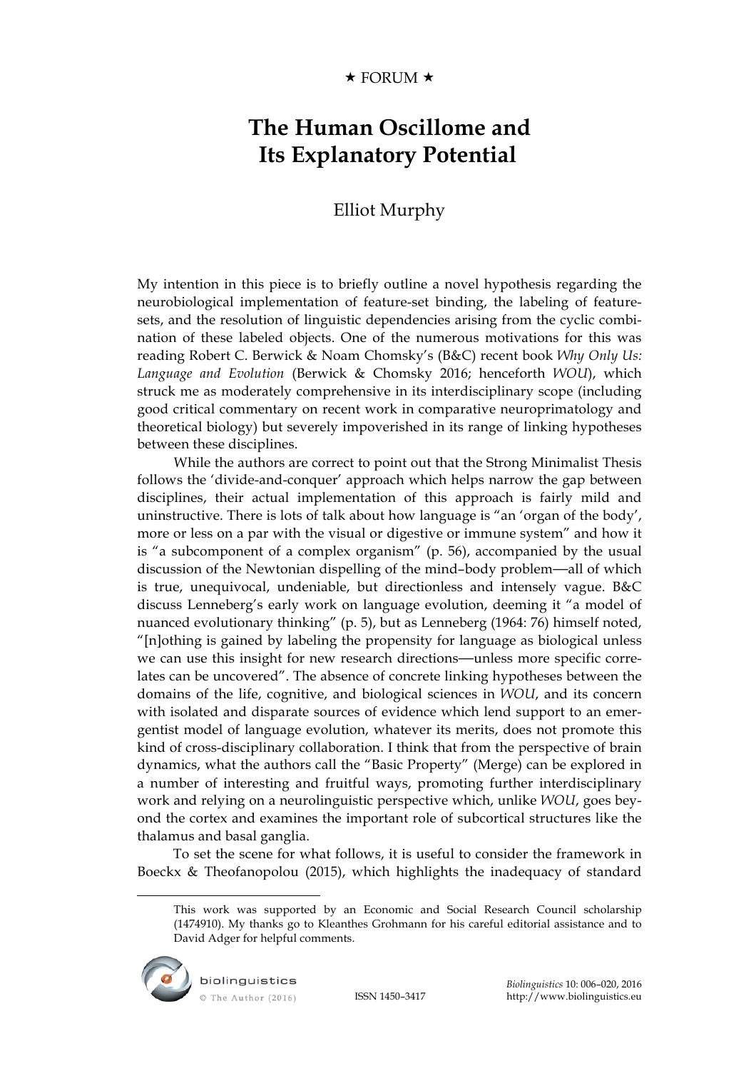★ FORUM ★

# The Human Oscillome and Its Explanatory Potential

Elliot Murphy

My intention in this piece is to briefly outline a novel hypothesis regarding the neurobiological implementation of feature-set binding, the labeling of feature-sets, and the resolution of linguistic dependencies arising from the cyclic combination of these labeled objects. One of the numerous motivations for this was reading Robert C. Berwick & Noam Chomsky's (B&C) recent book *Why Only Us: Language and Evolution* (Berwick & Chomsky 2016; henceforth *WOU*), which struck me as moderately comprehensive in its interdisciplinary scope (including good critical commentary on recent work in comparative neuroprimatology and theoretical biology) but severely impoverished in its range of linking hypotheses between these disciplines.

While the authors are correct to point out that the Strong Minimalist Thesis follows the 'divide-and-conquer' approach which helps narrow the gap between disciplines, their actual implementation of this approach is fairly mild and uninstructive. There is lots of talk about how language is "an 'organ of the body', more or less on a par with the visual or digestive or immune system" and how it is "a subcomponent of a complex organism" (p. 56), accompanied by the usual discussion of the Newtonian dispelling of the mind–body problem—all of which is true, unequivocal, undeniable, but directionless and intensely vague. B&C discuss Lenneberg's early work on language evolution, deeming it "a model of nuanced evolutionary thinking" (p. 5), but as Lenneberg (1964: 76) himself noted, "[n]othing is gained by labeling the propensity for language as biological unless we can use this insight for new research directions—unless more specific correlates can be uncovered". The absence of concrete linking hypotheses between the domains of the life, cognitive, and biological sciences in *WOU*, and its concern with isolated and disparate sources of evidence which lend support to an emergentist model of language evolution, whatever its merits, does not promote this kind of cross-disciplinary collaboration. I think that from the perspective of brain dynamics, what the authors call the "Basic Property" (Merge) can be explored in a number of interesting and fruitful ways, promoting further interdisciplinary work and relying on a neurolinguistic perspective which, unlike *WOU*, goes beyond the cortex and examines the important role of subcortical structures like the thalamus and basal ganglia.

To set the scene for what follows, it is useful to consider the framework in Boeckx & Theofanopolou (2015), which highlights the inadequacy of standard

---

This work was supported by an Economic and Social Research Council scholarship (1474910). My thanks go to Kleanthes Grohmann for his careful editorial assistance and to David Adger for helpful comments.

ISSN 1450–3417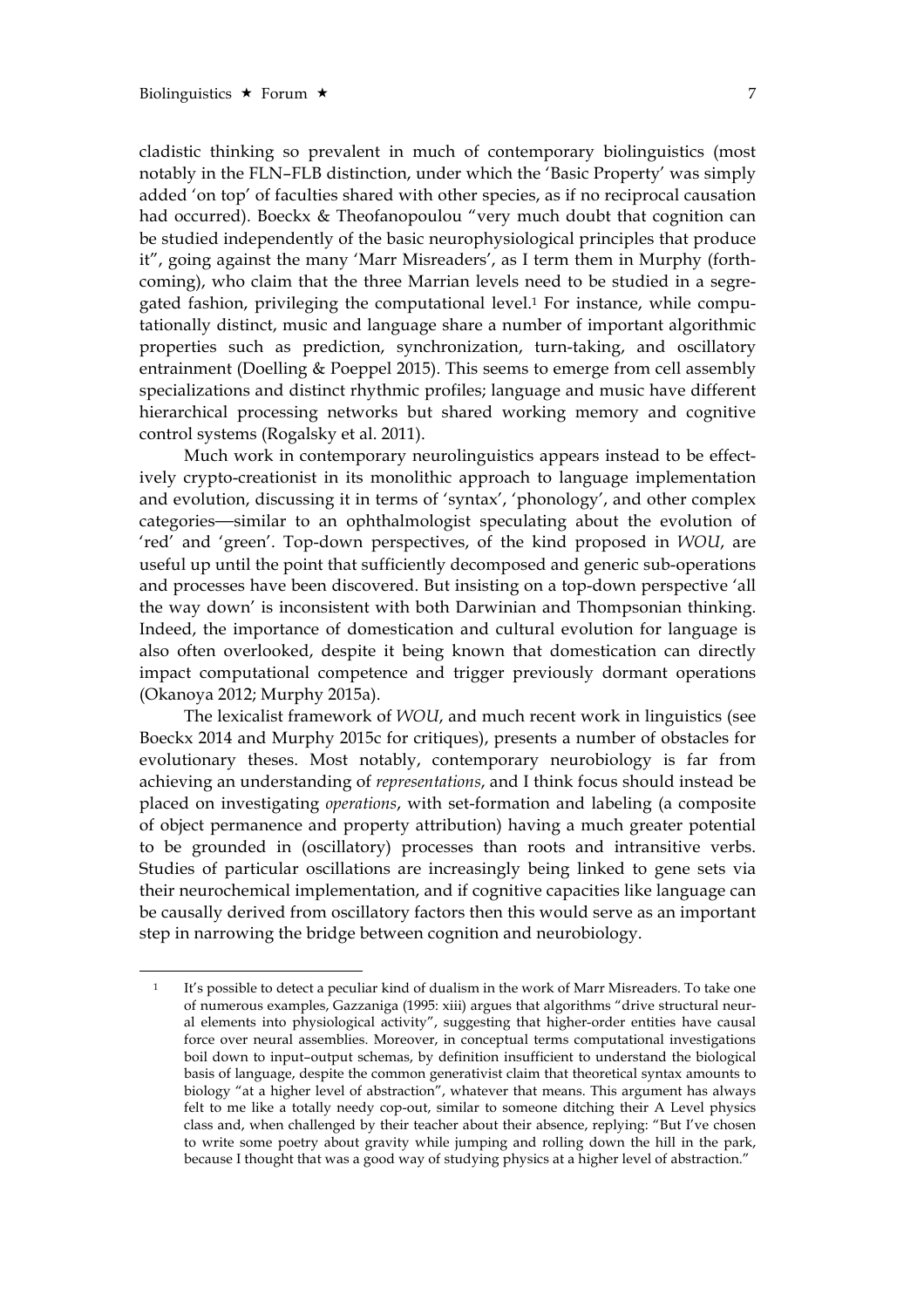cladistic thinking so prevalent in much of contemporary biolinguistics (most notably in the FLN–FLB distinction, under which the 'Basic Property' was simply added 'on top' of faculties shared with other species, as if no reciprocal causation had occurred). Boeckx & Theofanopoulou "very much doubt that cognition can be studied independently of the basic neurophysiological principles that produce it", going against the many 'Marr Misreaders', as I term them in Murphy (forthcoming), who claim that the three Marrian levels need to be studied in a segregated fashion, privileging the computational level.[1] For instance, while computationally distinct, music and language share a number of important algorithmic properties such as prediction, synchronization, turn-taking, and oscillatory entrainment (Doelling & Poeppel 2015). This seems to emerge from cell assembly specializations and distinct rhythmic profiles; language and music have different hierarchical processing networks but shared working memory and cognitive control systems (Rogalsky et al. 2011).

Much work in contemporary neurolinguistics appears instead to be effectively crypto-creationist in its monolithic approach to language implementation and evolution, discussing it in terms of 'syntax', 'phonology', and other complex categories—similar to an ophthalmologist speculating about the evolution of 'red' and 'green'. Top-down perspectives, of the kind proposed in *WOU*, are useful up until the point that sufficiently decomposed and generic sub-operations and processes have been discovered. But insisting on a top-down perspective 'all the way down' is inconsistent with both Darwinian and Thompsonian thinking. Indeed, the importance of domestication and cultural evolution for language is also often overlooked, despite it being known that domestication can directly impact computational competence and trigger previously dormant operations (Okanoya 2012; Murphy 2015a).

The lexicalist framework of *WOU*, and much recent work in linguistics (see Boeckx 2014 and Murphy 2015c for critiques), presents a number of obstacles for evolutionary theses. Most notably, contemporary neurobiology is far from achieving an understanding of *representations*, and I think focus should instead be placed on investigating *operations*, with set-formation and labeling (a composite of object permanence and property attribution) having a much greater potential to be grounded in (oscillatory) processes than roots and intransitive verbs. Studies of particular oscillations are increasingly being linked to gene sets via their neurochemical implementation, and if cognitive capacities like language can be causally derived from oscillatory factors then this would serve as an important step in narrowing the bridge between cognition and neurobiology.

---

[1] It's possible to detect a peculiar kind of dualism in the work of Marr Misreaders. To take one of numerous examples, Gazzaniga (1995: xiii) argues that algorithms "drive structural neural elements into physiological activity", suggesting that higher-order entities have causal force over neural assemblies. Moreover, in conceptual terms computational investigations boil down to input–output schemas, by definition insufficient to understand the biological basis of language, despite the common generativist claim that theoretical syntax amounts to biology "at a higher level of abstraction", whatever that means. This argument has always felt to me like a totally needy cop-out, similar to someone ditching their A Level physics class and, when challenged by their teacher about their absence, replying: "But I've chosen to write some poetry about gravity while jumping and rolling down the hill in the park, because I thought that was a good way of studying physics at a higher level of abstraction."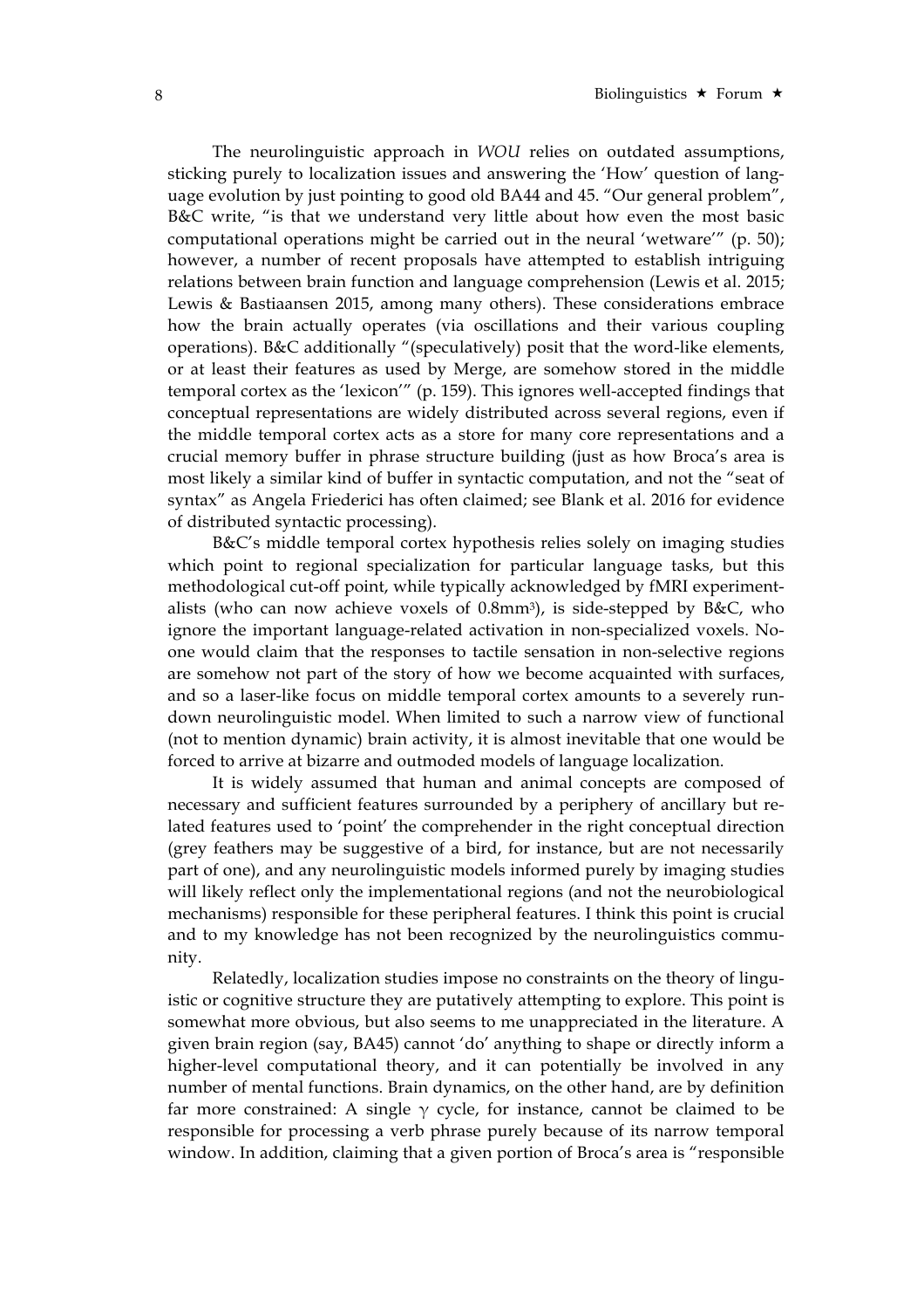The neurolinguistic approach in *WOU* relies on outdated assumptions, sticking purely to localization issues and answering the 'How' question of language evolution by just pointing to good old BA44 and 45. "Our general problem", B&C write, "is that we understand very little about how even the most basic computational operations might be carried out in the neural 'wetware'" (p. 50); however, a number of recent proposals have attempted to establish intriguing relations between brain function and language comprehension (Lewis et al. 2015; Lewis & Bastiaansen 2015, among many others). These considerations embrace how the brain actually operates (via oscillations and their various coupling operations). B&C additionally "(speculatively) posit that the word-like elements, or at least their features as used by Merge, are somehow stored in the middle temporal cortex as the 'lexicon'" (p. 159). This ignores well-accepted findings that conceptual representations are widely distributed across several regions, even if the middle temporal cortex acts as a store for many core representations and a crucial memory buffer in phrase structure building (just as how Broca's area is most likely a similar kind of buffer in syntactic computation, and not the "seat of syntax" as Angela Friederici has often claimed; see Blank et al. 2016 for evidence of distributed syntactic processing).

B&C's middle temporal cortex hypothesis relies solely on imaging studies which point to regional specialization for particular language tasks, but this methodological cut-off point, while typically acknowledged by fMRI experimentalists (who can now achieve voxels of 0.8mm$^3$), is side-stepped by B&C, who ignore the important language-related activation in non-specialized voxels. No-one would claim that the responses to tactile sensation in non-selective regions are somehow not part of the story of how we become acquainted with surfaces, and so a laser-like focus on middle temporal cortex amounts to a severely run-down neurolinguistic model. When limited to such a narrow view of functional (not to mention dynamic) brain activity, it is almost inevitable that one would be forced to arrive at bizarre and outmoded models of language localization.

It is widely assumed that human and animal concepts are composed of necessary and sufficient features surrounded by a periphery of ancillary but related features used to 'point' the comprehender in the right conceptual direction (grey feathers may be suggestive of a bird, for instance, but are not necessarily part of one), and any neurolinguistic models informed purely by imaging studies will likely reflect only the implementational regions (and not the neurobiological mechanisms) responsible for these peripheral features. I think this point is crucial and to my knowledge has not been recognized by the neurolinguistics community.

Relatedly, localization studies impose no constraints on the theory of linguistic or cognitive structure they are putatively attempting to explore. This point is somewhat more obvious, but also seems to me unappreciated in the literature. A given brain region (say, BA45) cannot 'do' anything to shape or directly inform a higher-level computational theory, and it can potentially be involved in any number of mental functions. Brain dynamics, on the other hand, are by definition far more constrained: A single $\gamma$ cycle, for instance, cannot be claimed to be responsible for processing a verb phrase purely because of its narrow temporal window. In addition, claiming that a given portion of Broca's area is "responsible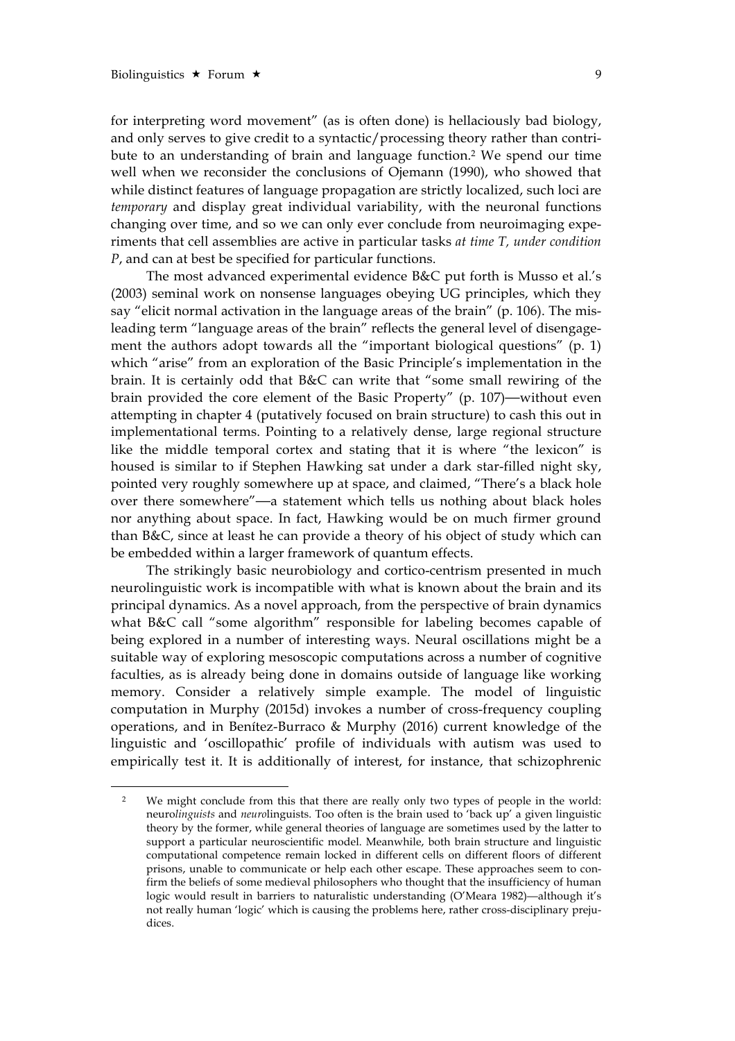for interpreting word movement" (as is often done) is hellaciously bad biology, and only serves to give credit to a syntactic/processing theory rather than contribute to an understanding of brain and language function.[2] We spend our time well when we reconsider the conclusions of Ojemann (1990), who showed that while distinct features of language propagation are strictly localized, such loci are *temporary* and display great individual variability, with the neuronal functions changing over time, and so we can only ever conclude from neuroimaging experiments that cell assemblies are active in particular tasks *at time T, under condition P*, and can at best be specified for particular functions.

The most advanced experimental evidence B&C put forth is Musso et al.'s (2003) seminal work on nonsense languages obeying UG principles, which they say "elicit normal activation in the language areas of the brain" (p. 106). The misleading term "language areas of the brain" reflects the general level of disengagement the authors adopt towards all the "important biological questions" (p. 1) which "arise" from an exploration of the Basic Principle's implementation in the brain. It is certainly odd that B&C can write that "some small rewiring of the brain provided the core element of the Basic Property" (p. 107)—without even attempting in chapter 4 (putatively focused on brain structure) to cash this out in implementational terms. Pointing to a relatively dense, large regional structure like the middle temporal cortex and stating that it is where "the lexicon" is housed is similar to if Stephen Hawking sat under a dark star-filled night sky, pointed very roughly somewhere up at space, and claimed, "There's a black hole over there somewhere"—a statement which tells us nothing about black holes nor anything about space. In fact, Hawking would be on much firmer ground than B&C, since at least he can provide a theory of his object of study which can be embedded within a larger framework of quantum effects.

The strikingly basic neurobiology and cortico-centrism presented in much neurolinguistic work is incompatible with what is known about the brain and its principal dynamics. As a novel approach, from the perspective of brain dynamics what B&C call "some algorithm" responsible for labeling becomes capable of being explored in a number of interesting ways. Neural oscillations might be a suitable way of exploring mesoscopic computations across a number of cognitive faculties, as is already being done in domains outside of language like working memory. Consider a relatively simple example. The model of linguistic computation in Murphy (2015d) invokes a number of cross-frequency coupling operations, and in Benítez-Burraco & Murphy (2016) current knowledge of the linguistic and 'oscillopathic' profile of individuals with autism was used to empirically test it. It is additionally of interest, for instance, that schizophrenic

[2] We might conclude from this that there are really only two types of people in the world: neuro*linguists* and *neuro*linguists. Too often is the brain used to 'back up' a given linguistic theory by the former, while general theories of language are sometimes used by the latter to support a particular neuroscientific model. Meanwhile, both brain structure and linguistic computational competence remain locked in different cells on different floors of different prisons, unable to communicate or help each other escape. These approaches seem to confirm the beliefs of some medieval philosophers who thought that the insufficiency of human logic would result in barriers to naturalistic understanding (O'Meara 1982)—although it's not really human 'logic' which is causing the problems here, rather cross-disciplinary prejudices.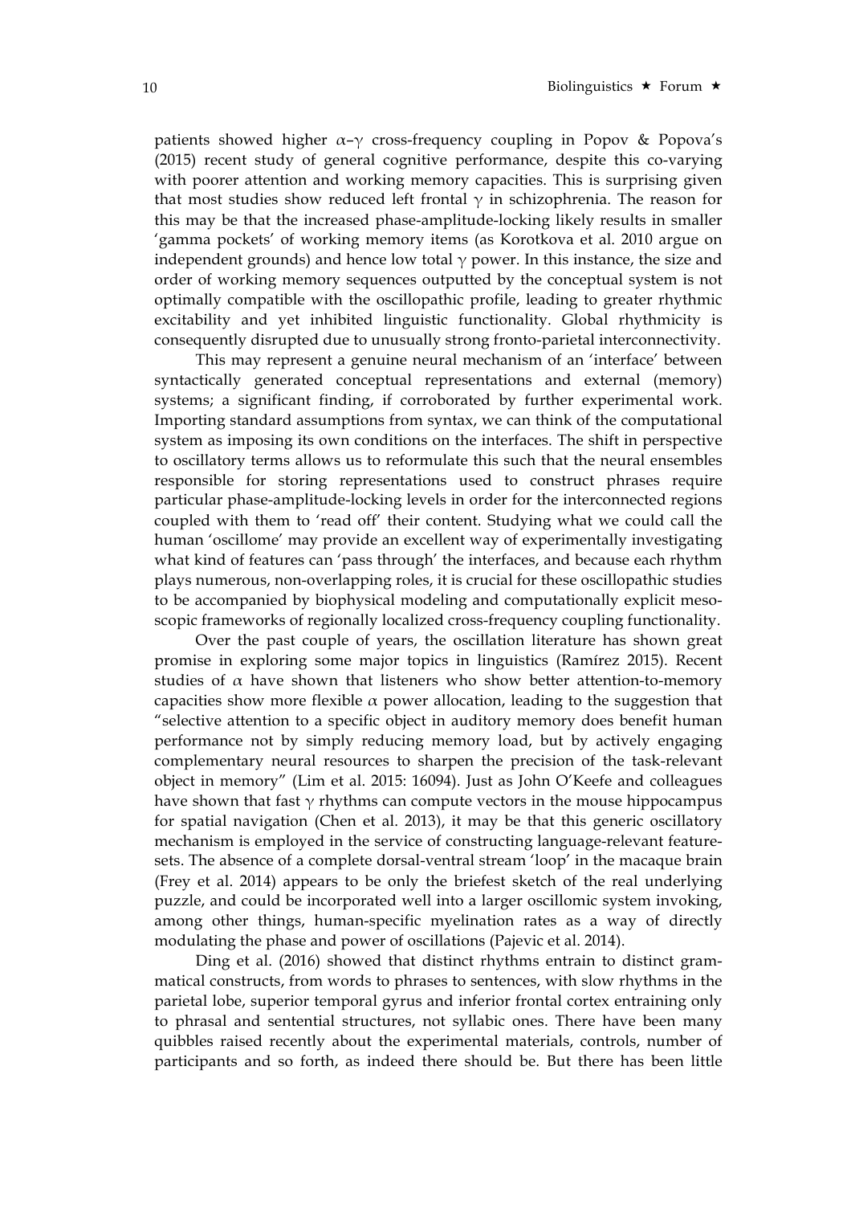patients showed higher $\alpha$–$\gamma$ cross-frequency coupling in Popov & Popova's (2015) recent study of general cognitive performance, despite this co-varying with poorer attention and working memory capacities. This is surprising given that most studies show reduced left frontal $\gamma$ in schizophrenia. The reason for this may be that the increased phase-amplitude-locking likely results in smaller 'gamma pockets' of working memory items (as Korotkova et al. 2010 argue on independent grounds) and hence low total $\gamma$ power. In this instance, the size and order of working memory sequences outputted by the conceptual system is not optimally compatible with the oscillopathic profile, leading to greater rhythmic excitability and yet inhibited linguistic functionality. Global rhythmicity is consequently disrupted due to unusually strong fronto-parietal interconnectivity.

This may represent a genuine neural mechanism of an 'interface' between syntactically generated conceptual representations and external (memory) systems; a significant finding, if corroborated by further experimental work. Importing standard assumptions from syntax, we can think of the computational system as imposing its own conditions on the interfaces. The shift in perspective to oscillatory terms allows us to reformulate this such that the neural ensembles responsible for storing representations used to construct phrases require particular phase-amplitude-locking levels in order for the interconnected regions coupled with them to 'read off' their content. Studying what we could call the human 'oscillome' may provide an excellent way of experimentally investigating what kind of features can 'pass through' the interfaces, and because each rhythm plays numerous, non-overlapping roles, it is crucial for these oscillopathic studies to be accompanied by biophysical modeling and computationally explicit mesoscopic frameworks of regionally localized cross-frequency coupling functionality.

Over the past couple of years, the oscillation literature has shown great promise in exploring some major topics in linguistics (Ramírez 2015). Recent studies of $\alpha$ have shown that listeners who show better attention-to-memory capacities show more flexible $\alpha$ power allocation, leading to the suggestion that "selective attention to a specific object in auditory memory does benefit human performance not by simply reducing memory load, but by actively engaging complementary neural resources to sharpen the precision of the task-relevant object in memory" (Lim et al. 2015: 16094). Just as John O'Keefe and colleagues have shown that fast $\gamma$ rhythms can compute vectors in the mouse hippocampus for spatial navigation (Chen et al. 2013), it may be that this generic oscillatory mechanism is employed in the service of constructing language-relevant feature-sets. The absence of a complete dorsal-ventral stream 'loop' in the macaque brain (Frey et al. 2014) appears to be only the briefest sketch of the real underlying puzzle, and could be incorporated well into a larger oscillomic system invoking, among other things, human-specific myelination rates as a way of directly modulating the phase and power of oscillations (Pajevic et al. 2014).

Ding et al. (2016) showed that distinct rhythms entrain to distinct grammatical constructs, from words to phrases to sentences, with slow rhythms in the parietal lobe, superior temporal gyrus and inferior frontal cortex entraining only to phrasal and sentential structures, not syllabic ones. There have been many quibbles raised recently about the experimental materials, controls, number of participants and so forth, as indeed there should be. But there has been little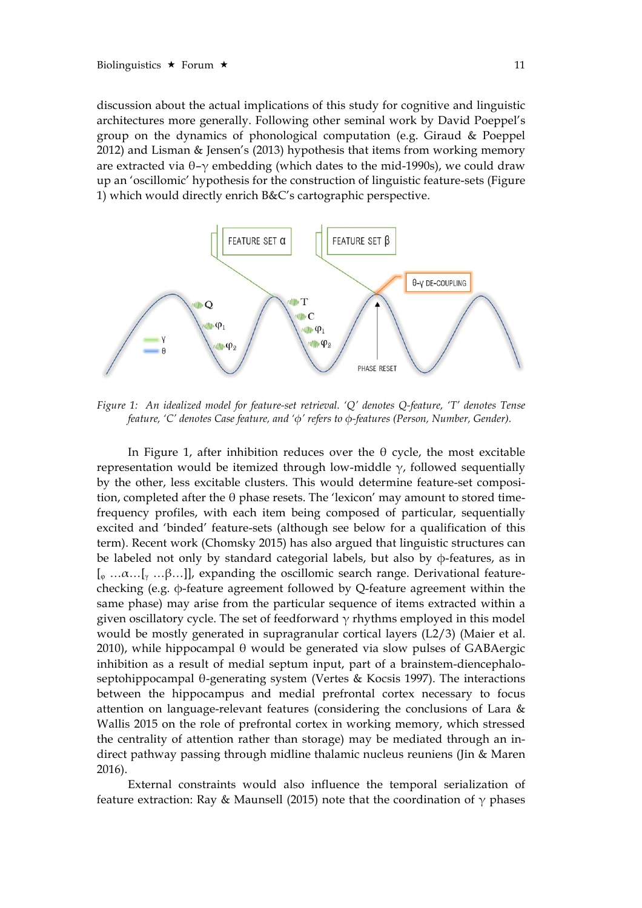discussion about the actual implications of this study for cognitive and linguistic architectures more generally. Following other seminal work by David Poeppel's group on the dynamics of phonological computation (e.g. Giraud & Poeppel 2012) and Lisman & Jensen's (2013) hypothesis that items from working memory are extracted via $\theta$–$\gamma$ embedding (which dates to the mid-1990s), we could draw up an 'oscillomic' hypothesis for the construction of linguistic feature-sets (Figure 1) which would directly enrich B&C's cartographic perspective.

*Figure 1: An idealized model for feature-set retrieval. 'Q' denotes Q-feature, 'T' denotes Tense feature, 'C' denotes Case feature, and '$\phi$' refers to $\phi$-features (Person, Number, Gender).*

In Figure 1, after inhibition reduces over the $\theta$ cycle, the most excitable representation would be itemized through low-middle $\gamma$, followed sequentially by the other, less excitable clusters. This would determine feature-set composition, completed after the $\theta$ phase resets. The 'lexicon' may amount to stored time-frequency profiles, with each item being composed of particular, sequentially excited and 'binded' feature-sets (although see below for a qualification of this term). Recent work (Chomsky 2015) has also argued that linguistic structures can be labeled not only by standard categorial labels, but also by $\phi$-features, as in $[_{\varphi} \ldots\alpha\ldots[_{\gamma} \ldots\beta\ldots]]$, expanding the oscillomic search range. Derivational feature-checking (e.g. $\phi$-feature agreement followed by Q-feature agreement within the same phase) may arise from the particular sequence of items extracted within a given oscillatory cycle. The set of feedforward $\gamma$ rhythms employed in this model would be mostly generated in supragranular cortical layers (L2/3) (Maier et al. 2010), while hippocampal $\theta$ would be generated via slow pulses of GABAergic inhibition as a result of medial septum input, part of a brainstem-diencephalo-septohippocampal $\theta$-generating system (Vertes & Kocsis 1997). The interactions between the hippocampus and medial prefrontal cortex necessary to focus attention on language-relevant features (considering the conclusions of Lara & Wallis 2015 on the role of prefrontal cortex in working memory, which stressed the centrality of attention rather than storage) may be mediated through an indirect pathway passing through midline thalamic nucleus reuniens (Jin & Maren 2016).

External constraints would also influence the temporal serialization of feature extraction: Ray & Maunsell (2015) note that the coordination of $\gamma$ phases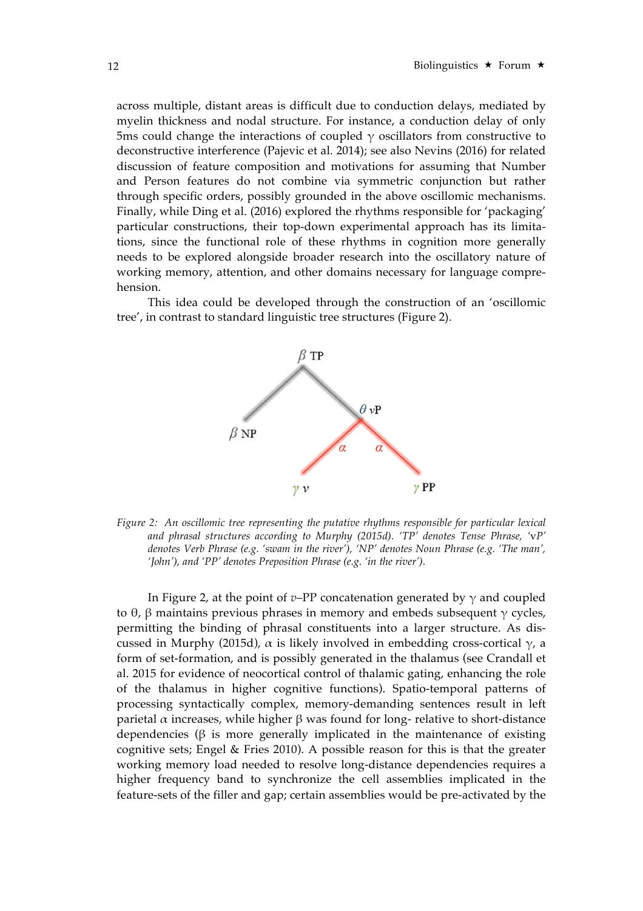across multiple, distant areas is difficult due to conduction delays, mediated by myelin thickness and nodal structure. For instance, a conduction delay of only 5ms could change the interactions of coupled $\gamma$ oscillators from constructive to deconstructive interference (Pajevic et al. 2014); see also Nevins (2016) for related discussion of feature composition and motivations for assuming that Number and Person features do not combine via symmetric conjunction but rather through specific orders, possibly grounded in the above oscillomic mechanisms. Finally, while Ding et al. (2016) explored the rhythms responsible for 'packaging' particular constructions, their top-down experimental approach has its limitations, since the functional role of these rhythms in cognition more generally needs to be explored alongside broader research into the oscillatory nature of working memory, attention, and other domains necessary for language comprehension.

This idea could be developed through the construction of an 'oscillomic tree', in contrast to standard linguistic tree structures (Figure 2).

*Figure 2: An oscillomic tree representing the putative rhythms responsible for particular lexical and phrasal structures according to Murphy (2015d). 'TP' denotes Tense Phrase, 'vP' denotes Verb Phrase (e.g. 'swam in the river'), 'NP' denotes Noun Phrase (e.g. 'The man', 'John'), and 'PP' denotes Preposition Phrase (e.g. 'in the river').*

In Figure 2, at the point of *v*–PP concatenation generated by $\gamma$ and coupled to $\theta$, $\beta$ maintains previous phrases in memory and embeds subsequent $\gamma$ cycles, permitting the binding of phrasal constituents into a larger structure. As discussed in Murphy (2015d), $\alpha$ is likely involved in embedding cross-cortical $\gamma$, a form of set-formation, and is possibly generated in the thalamus (see Crandall et al. 2015 for evidence of neocortical control of thalamic gating, enhancing the role of the thalamus in higher cognitive functions). Spatio-temporal patterns of processing syntactically complex, memory-demanding sentences result in left parietal $\alpha$ increases, while higher $\beta$ was found for long- relative to short-distance dependencies ($\beta$ is more generally implicated in the maintenance of existing cognitive sets; Engel & Fries 2010). A possible reason for this is that the greater working memory load needed to resolve long-distance dependencies requires a higher frequency band to synchronize the cell assemblies implicated in the feature-sets of the filler and gap; certain assemblies would be pre-activated by the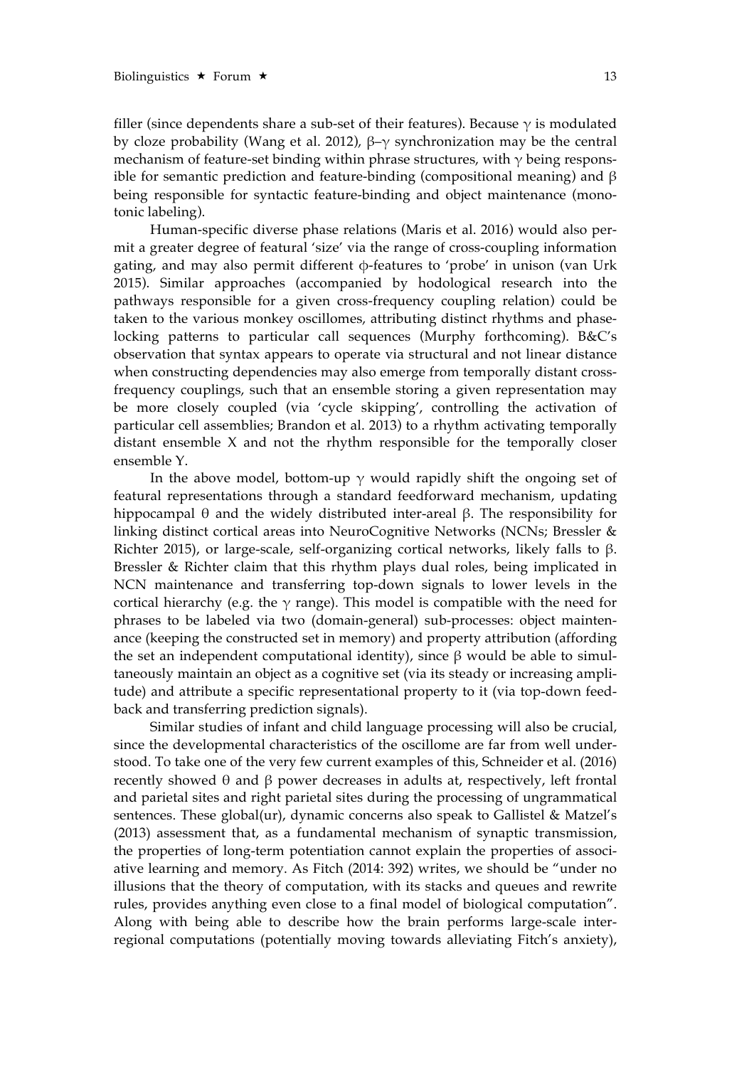filler (since dependents share a sub-set of their features). Because $\gamma$ is modulated by cloze probability (Wang et al. 2012), $\beta$–$\gamma$ synchronization may be the central mechanism of feature-set binding within phrase structures, with $\gamma$ being responsible for semantic prediction and feature-binding (compositional meaning) and $\beta$ being responsible for syntactic feature-binding and object maintenance (monotonic labeling).

Human-specific diverse phase relations (Maris et al. 2016) would also permit a greater degree of featural 'size' via the range of cross-coupling information gating, and may also permit different $\phi$-features to 'probe' in unison (van Urk 2015). Similar approaches (accompanied by hodological research into the pathways responsible for a given cross-frequency coupling relation) could be taken to the various monkey oscillomes, attributing distinct rhythms and phase-locking patterns to particular call sequences (Murphy forthcoming). B&C's observation that syntax appears to operate via structural and not linear distance when constructing dependencies may also emerge from temporally distant cross-frequency couplings, such that an ensemble storing a given representation may be more closely coupled (via 'cycle skipping', controlling the activation of particular cell assemblies; Brandon et al. 2013) to a rhythm activating temporally distant ensemble X and not the rhythm responsible for the temporally closer ensemble Y.

In the above model, bottom-up $\gamma$ would rapidly shift the ongoing set of featural representations through a standard feedforward mechanism, updating hippocampal $\theta$ and the widely distributed inter-areal $\beta$. The responsibility for linking distinct cortical areas into NeuroCognitive Networks (NCNs; Bressler & Richter 2015), or large-scale, self-organizing cortical networks, likely falls to $\beta$. Bressler & Richter claim that this rhythm plays dual roles, being implicated in NCN maintenance and transferring top-down signals to lower levels in the cortical hierarchy (e.g. the $\gamma$ range). This model is compatible with the need for phrases to be labeled via two (domain-general) sub-processes: object maintenance (keeping the constructed set in memory) and property attribution (affording the set an independent computational identity), since $\beta$ would be able to simultaneously maintain an object as a cognitive set (via its steady or increasing amplitude) and attribute a specific representational property to it (via top-down feedback and transferring prediction signals).

Similar studies of infant and child language processing will also be crucial, since the developmental characteristics of the oscillome are far from well understood. To take one of the very few current examples of this, Schneider et al. (2016) recently showed $\theta$ and $\beta$ power decreases in adults at, respectively, left frontal and parietal sites and right parietal sites during the processing of ungrammatical sentences. These global(ur), dynamic concerns also speak to Gallistel & Matzel's (2013) assessment that, as a fundamental mechanism of synaptic transmission, the properties of long-term potentiation cannot explain the properties of associative learning and memory. As Fitch (2014: 392) writes, we should be "under no illusions that the theory of computation, with its stacks and queues and rewrite rules, provides anything even close to a final model of biological computation". Along with being able to describe how the brain performs large-scale inter-regional computations (potentially moving towards alleviating Fitch's anxiety),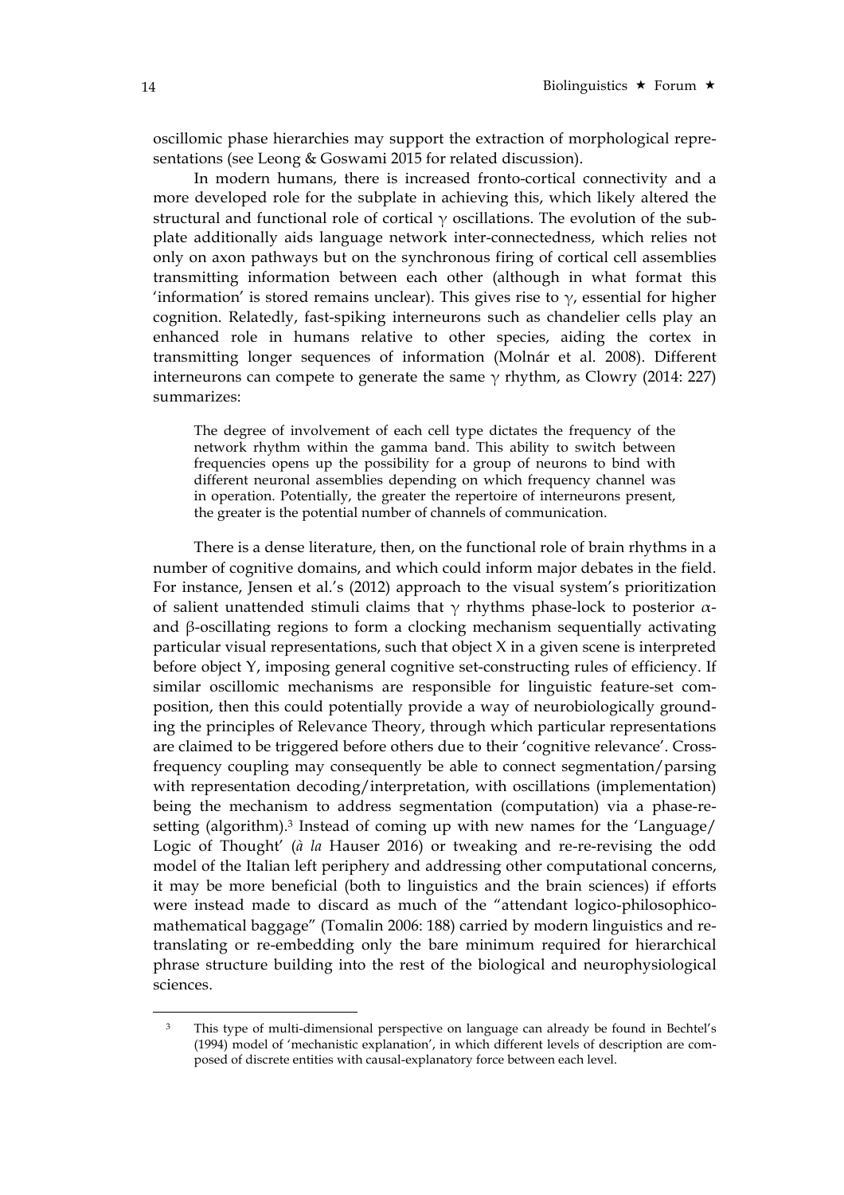oscillomic phase hierarchies may support the extraction of morphological representations (see Leong & Goswami 2015 for related discussion).

In modern humans, there is increased fronto-cortical connectivity and a more developed role for the subplate in achieving this, which likely altered the structural and functional role of cortical $\gamma$ oscillations. The evolution of the subplate additionally aids language network inter-connectedness, which relies not only on axon pathways but on the synchronous firing of cortical cell assemblies transmitting information between each other (although in what format this 'information' is stored remains unclear). This gives rise to $\gamma$, essential for higher cognition. Relatedly, fast-spiking interneurons such as chandelier cells play an enhanced role in humans relative to other species, aiding the cortex in transmitting longer sequences of information (Molnár et al. 2008). Different interneurons can compete to generate the same $\gamma$ rhythm, as Clowry (2014: 227) summarizes:

> The degree of involvement of each cell type dictates the frequency of the network rhythm within the gamma band. This ability to switch between frequencies opens up the possibility for a group of neurons to bind with different neuronal assemblies depending on which frequency channel was in operation. Potentially, the greater the repertoire of interneurons present, the greater is the potential number of channels of communication.

There is a dense literature, then, on the functional role of brain rhythms in a number of cognitive domains, and which could inform major debates in the field. For instance, Jensen et al.'s (2012) approach to the visual system's prioritization of salient unattended stimuli claims that $\gamma$ rhythms phase-lock to posterior $\alpha$- and $\beta$-oscillating regions to form a clocking mechanism sequentially activating particular visual representations, such that object X in a given scene is interpreted before object Y, imposing general cognitive set-constructing rules of efficiency. If similar oscillomic mechanisms are responsible for linguistic feature-set composition, then this could potentially provide a way of neurobiologically grounding the principles of Relevance Theory, through which particular representations are claimed to be triggered before others due to their 'cognitive relevance'. Cross-frequency coupling may consequently be able to connect segmentation/parsing with representation decoding/interpretation, with oscillations (implementation) being the mechanism to address segmentation (computation) via a phase-resetting (algorithm).[3] Instead of coming up with new names for the 'Language/Logic of Thought' (*à la* Hauser 2016) or tweaking and re-re-revising the odd model of the Italian left periphery and addressing other computational concerns, it may be more beneficial (both to linguistics and the brain sciences) if efforts were instead made to discard as much of the "attendant logico-philosophico-mathematical baggage" (Tomalin 2006: 188) carried by modern linguistics and re-translating or re-embedding only the bare minimum required for hierarchical phrase structure building into the rest of the biological and neurophysiological sciences.

[3] This type of multi-dimensional perspective on language can already be found in Bechtel's (1994) model of 'mechanistic explanation', in which different levels of description are composed of discrete entities with causal-explanatory force between each level.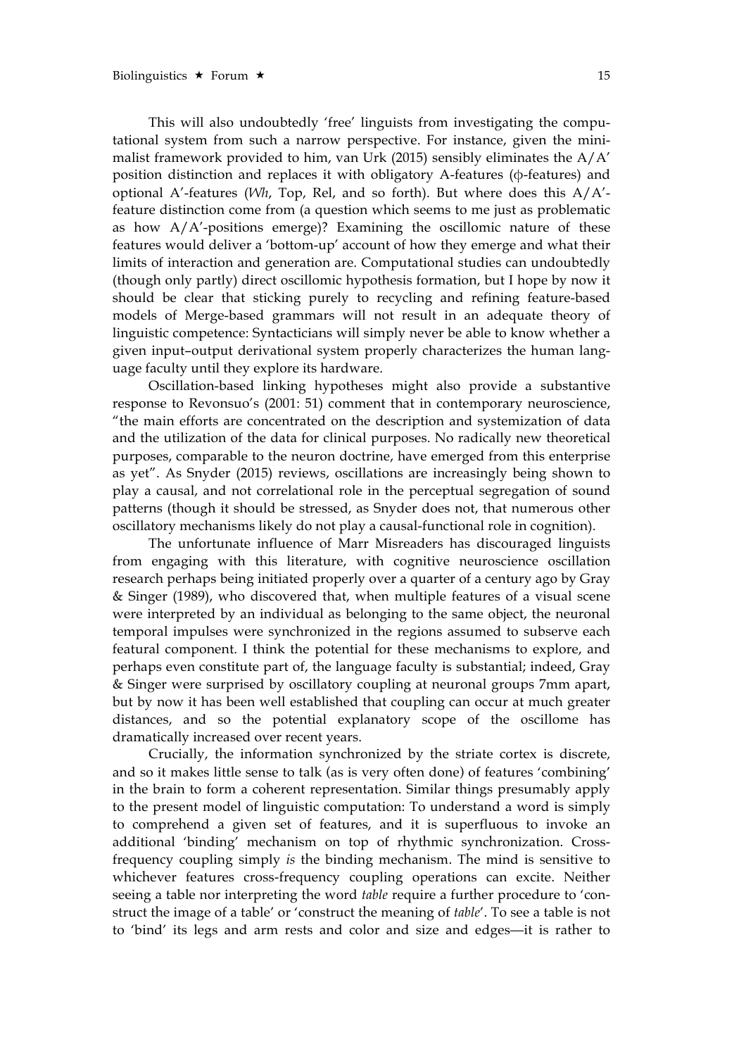This will also undoubtedly 'free' linguists from investigating the computational system from such a narrow perspective. For instance, given the minimalist framework provided to him, van Urk (2015) sensibly eliminates the A/A' position distinction and replaces it with obligatory A-features (ϕ-features) and optional A'-features (*Wh*, Top, Rel, and so forth). But where does this A/A'-feature distinction come from (a question which seems to me just as problematic as how A/A'-positions emerge)? Examining the oscillomic nature of these features would deliver a 'bottom-up' account of how they emerge and what their limits of interaction and generation are. Computational studies can undoubtedly (though only partly) direct oscillomic hypothesis formation, but I hope by now it should be clear that sticking purely to recycling and refining feature-based models of Merge-based grammars will not result in an adequate theory of linguistic competence: Syntacticians will simply never be able to know whether a given input–output derivational system properly characterizes the human language faculty until they explore its hardware.

Oscillation-based linking hypotheses might also provide a substantive response to Revonsuo's (2001: 51) comment that in contemporary neuroscience, "the main efforts are concentrated on the description and systemization of data and the utilization of the data for clinical purposes. No radically new theoretical purposes, comparable to the neuron doctrine, have emerged from this enterprise as yet". As Snyder (2015) reviews, oscillations are increasingly being shown to play a causal, and not correlational role in the perceptual segregation of sound patterns (though it should be stressed, as Snyder does not, that numerous other oscillatory mechanisms likely do not play a causal-functional role in cognition).

The unfortunate influence of Marr Misreaders has discouraged linguists from engaging with this literature, with cognitive neuroscience oscillation research perhaps being initiated properly over a quarter of a century ago by Gray & Singer (1989), who discovered that, when multiple features of a visual scene were interpreted by an individual as belonging to the same object, the neuronal temporal impulses were synchronized in the regions assumed to subserve each featural component. I think the potential for these mechanisms to explore, and perhaps even constitute part of, the language faculty is substantial; indeed, Gray & Singer were surprised by oscillatory coupling at neuronal groups 7mm apart, but by now it has been well established that coupling can occur at much greater distances, and so the potential explanatory scope of the oscillome has dramatically increased over recent years.

Crucially, the information synchronized by the striate cortex is discrete, and so it makes little sense to talk (as is very often done) of features 'combining' in the brain to form a coherent representation. Similar things presumably apply to the present model of linguistic computation: To understand a word is simply to comprehend a given set of features, and it is superfluous to invoke an additional 'binding' mechanism on top of rhythmic synchronization. Cross-frequency coupling simply *is* the binding mechanism. The mind is sensitive to whichever features cross-frequency coupling operations can excite. Neither seeing a table nor interpreting the word *table* require a further procedure to 'construct the image of a table' or 'construct the meaning of *table*'. To see a table is not to 'bind' its legs and arm rests and color and size and edges—it is rather to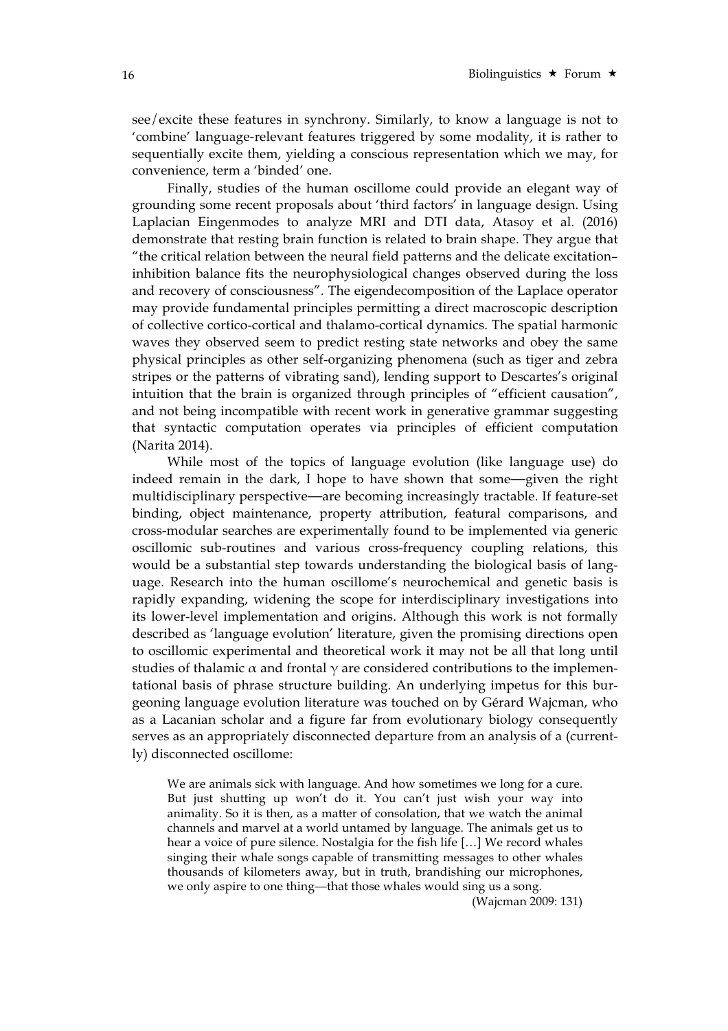see/excite these features in synchrony. Similarly, to know a language is not to 'combine' language-relevant features triggered by some modality, it is rather to sequentially excite them, yielding a conscious representation which we may, for convenience, term a 'binded' one.

Finally, studies of the human oscillome could provide an elegant way of grounding some recent proposals about 'third factors' in language design. Using Laplacian Eingenmodes to analyze MRI and DTI data, Atasoy et al. (2016) demonstrate that resting brain function is related to brain shape. They argue that "the critical relation between the neural field patterns and the delicate excitation–inhibition balance fits the neurophysiological changes observed during the loss and recovery of consciousness". The eigendecomposition of the Laplace operator may provide fundamental principles permitting a direct macroscopic description of collective cortico-cortical and thalamo-cortical dynamics. The spatial harmonic waves they observed seem to predict resting state networks and obey the same physical principles as other self-organizing phenomena (such as tiger and zebra stripes or the patterns of vibrating sand), lending support to Descartes's original intuition that the brain is organized through principles of "efficient causation", and not being incompatible with recent work in generative grammar suggesting that syntactic computation operates via principles of efficient computation (Narita 2014).

While most of the topics of language evolution (like language use) do indeed remain in the dark, I hope to have shown that some—given the right multidisciplinary perspective—are becoming increasingly tractable. If feature-set binding, object maintenance, property attribution, featural comparisons, and cross-modular searches are experimentally found to be implemented via generic oscillomic sub-routines and various cross-frequency coupling relations, this would be a substantial step towards understanding the biological basis of language. Research into the human oscillome's neurochemical and genetic basis is rapidly expanding, widening the scope for interdisciplinary investigations into its lower-level implementation and origins. Although this work is not formally described as 'language evolution' literature, given the promising directions open to oscillomic experimental and theoretical work it may not be all that long until studies of thalamic $\alpha$ and frontal $\gamma$ are considered contributions to the implementational basis of phrase structure building. An underlying impetus for this burgeoning language evolution literature was touched on by Gérard Wajcman, who as a Lacanian scholar and a figure far from evolutionary biology consequently serves as an appropriately disconnected departure from an analysis of a (currently) disconnected oscillome:

> We are animals sick with language. And how sometimes we long for a cure. But just shutting up won't do it. You can't just wish your way into animality. So it is then, as a matter of consolation, that we watch the animal channels and marvel at a world untamed by language. The animals get us to hear a voice of pure silence. Nostalgia for the fish life […] We record whales singing their whale songs capable of transmitting messages to other whales thousands of kilometers away, but in truth, brandishing our microphones, we only aspire to one thing—that those whales would sing us a song.
>
> (Wajcman 2009: 131)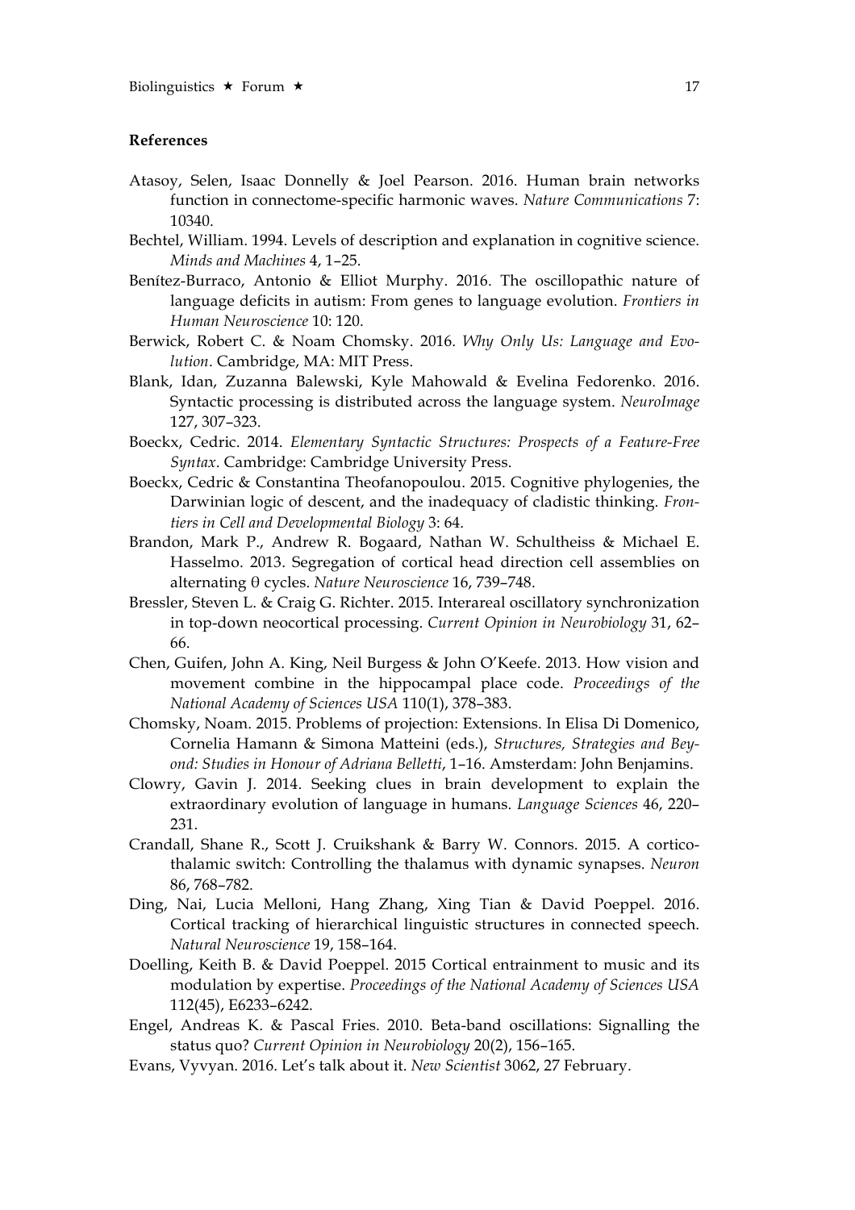**References**

Atasoy, Selen, Isaac Donnelly & Joel Pearson. 2016. Human brain networks function in connectome-specific harmonic waves. *Nature Communications* 7: 10340.

Bechtel, William. 1994. Levels of description and explanation in cognitive science. *Minds and Machines* 4, 1–25.

Benítez-Burraco, Antonio & Elliot Murphy. 2016. The oscillopathic nature of language deficits in autism: From genes to language evolution. *Frontiers in Human Neuroscience* 10: 120.

Berwick, Robert C. & Noam Chomsky. 2016. *Why Only Us: Language and Evolution*. Cambridge, MA: MIT Press.

Blank, Idan, Zuzanna Balewski, Kyle Mahowald & Evelina Fedorenko. 2016. Syntactic processing is distributed across the language system. *NeuroImage* 127, 307–323.

Boeckx, Cedric. 2014. *Elementary Syntactic Structures: Prospects of a Feature-Free Syntax*. Cambridge: Cambridge University Press.

Boeckx, Cedric & Constantina Theofanopoulou. 2015. Cognitive phylogenies, the Darwinian logic of descent, and the inadequacy of cladistic thinking. *Frontiers in Cell and Developmental Biology* 3: 64.

Brandon, Mark P., Andrew R. Bogaard, Nathan W. Schultheiss & Michael E. Hasselmo. 2013. Segregation of cortical head direction cell assemblies on alternating θ cycles. *Nature Neuroscience* 16, 739–748.

Bressler, Steven L. & Craig G. Richter. 2015. Interareal oscillatory synchronization in top-down neocortical processing. *Current Opinion in Neurobiology* 31, 62–66.

Chen, Guifen, John A. King, Neil Burgess & John O'Keefe. 2013. How vision and movement combine in the hippocampal place code. *Proceedings of the National Academy of Sciences USA* 110(1), 378–383.

Chomsky, Noam. 2015. Problems of projection: Extensions. In Elisa Di Domenico, Cornelia Hamann & Simona Matteini (eds.), *Structures, Strategies and Beyond: Studies in Honour of Adriana Belletti*, 1–16. Amsterdam: John Benjamins.

Clowry, Gavin J. 2014. Seeking clues in brain development to explain the extraordinary evolution of language in humans. *Language Sciences* 46, 220–231.

Crandall, Shane R., Scott J. Cruikshank & Barry W. Connors. 2015. A corticothalamic switch: Controlling the thalamus with dynamic synapses. *Neuron* 86, 768–782.

Ding, Nai, Lucia Melloni, Hang Zhang, Xing Tian & David Poeppel. 2016. Cortical tracking of hierarchical linguistic structures in connected speech. *Natural Neuroscience* 19, 158–164.

Doelling, Keith B. & David Poeppel. 2015 Cortical entrainment to music and its modulation by expertise. *Proceedings of the National Academy of Sciences USA* 112(45), E6233–6242.

Engel, Andreas K. & Pascal Fries. 2010. Beta-band oscillations: Signalling the status quo? *Current Opinion in Neurobiology* 20(2), 156–165.

Evans, Vyvyan. 2016. Let's talk about it. *New Scientist* 3062, 27 February.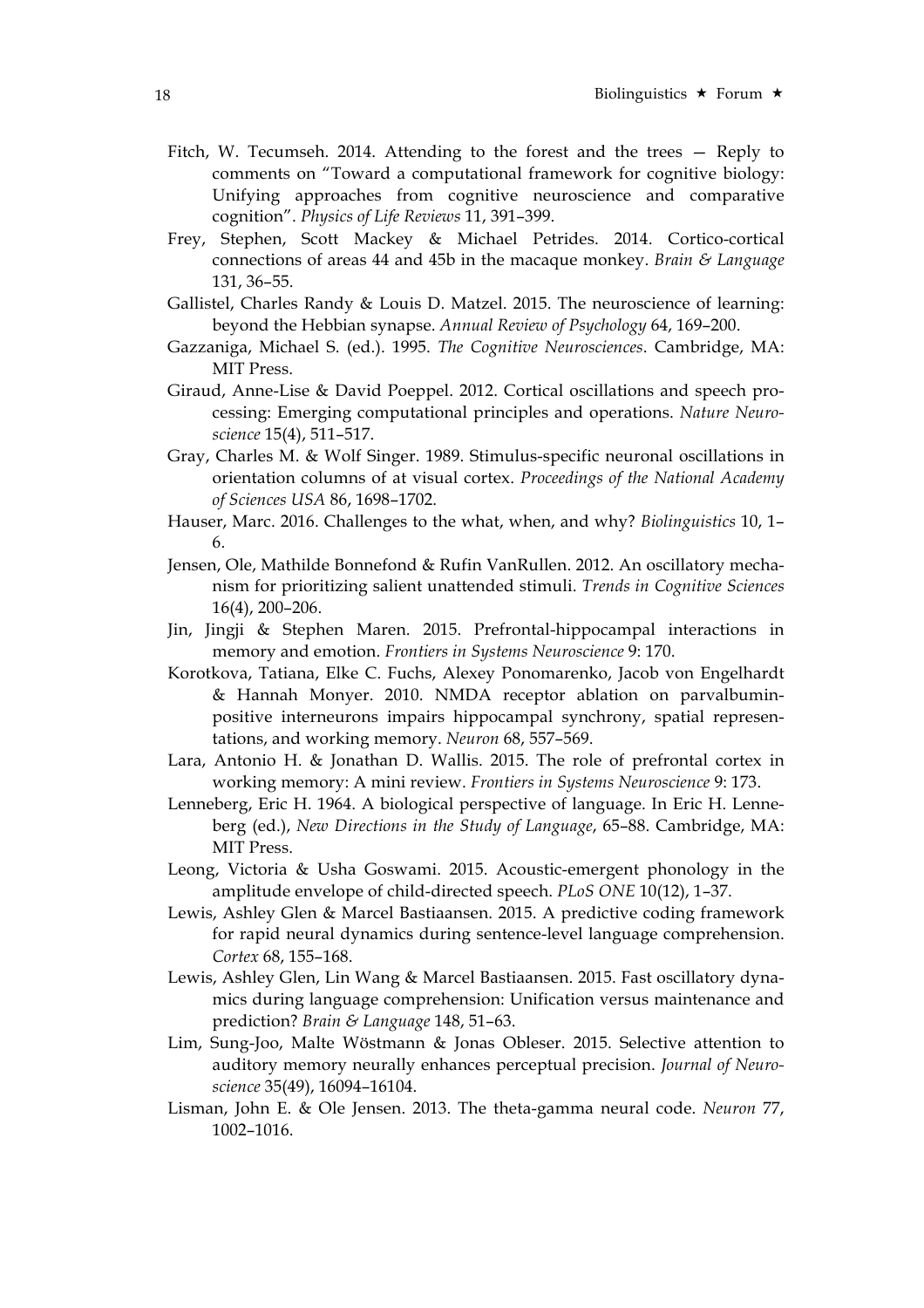Fitch, W. Tecumseh. 2014. Attending to the forest and the trees — Reply to comments on "Toward a computational framework for cognitive biology: Unifying approaches from cognitive neuroscience and comparative cognition". *Physics of Life Reviews* 11, 391–399.

Frey, Stephen, Scott Mackey & Michael Petrides. 2014. Cortico-cortical connections of areas 44 and 45b in the macaque monkey. *Brain & Language* 131, 36–55.

Gallistel, Charles Randy & Louis D. Matzel. 2015. The neuroscience of learning: beyond the Hebbian synapse. *Annual Review of Psychology* 64, 169–200.

Gazzaniga, Michael S. (ed.). 1995. *The Cognitive Neurosciences*. Cambridge, MA: MIT Press.

Giraud, Anne-Lise & David Poeppel. 2012. Cortical oscillations and speech processing: Emerging computational principles and operations. *Nature Neuroscience* 15(4), 511–517.

Gray, Charles M. & Wolf Singer. 1989. Stimulus-specific neuronal oscillations in orientation columns of at visual cortex. *Proceedings of the National Academy of Sciences USA* 86, 1698–1702.

Hauser, Marc. 2016. Challenges to the what, when, and why? *Biolinguistics* 10, 1–6.

Jensen, Ole, Mathilde Bonnefond & Rufin VanRullen. 2012. An oscillatory mechanism for prioritizing salient unattended stimuli. *Trends in Cognitive Sciences* 16(4), 200–206.

Jin, Jingji & Stephen Maren. 2015. Prefrontal-hippocampal interactions in memory and emotion. *Frontiers in Systems Neuroscience* 9: 170.

Korotkova, Tatiana, Elke C. Fuchs, Alexey Ponomarenko, Jacob von Engelhardt & Hannah Monyer. 2010. NMDA receptor ablation on parvalbumin-positive interneurons impairs hippocampal synchrony, spatial representations, and working memory. *Neuron* 68, 557–569.

Lara, Antonio H. & Jonathan D. Wallis. 2015. The role of prefrontal cortex in working memory: A mini review. *Frontiers in Systems Neuroscience* 9: 173.

Lenneberg, Eric H. 1964. A biological perspective of language. In Eric H. Lenneberg (ed.), *New Directions in the Study of Language*, 65–88. Cambridge, MA: MIT Press.

Leong, Victoria & Usha Goswami. 2015. Acoustic-emergent phonology in the amplitude envelope of child-directed speech. *PLoS ONE* 10(12), 1–37.

Lewis, Ashley Glen & Marcel Bastiaansen. 2015. A predictive coding framework for rapid neural dynamics during sentence-level language comprehension. *Cortex* 68, 155–168.

Lewis, Ashley Glen, Lin Wang & Marcel Bastiaansen. 2015. Fast oscillatory dynamics during language comprehension: Unification versus maintenance and prediction? *Brain & Language* 148, 51–63.

Lim, Sung-Joo, Malte Wöstmann & Jonas Obleser. 2015. Selective attention to auditory memory neurally enhances perceptual precision. *Journal of Neuroscience* 35(49), 16094–16104.

Lisman, John E. & Ole Jensen. 2013. The theta-gamma neural code. *Neuron* 77, 1002–1016.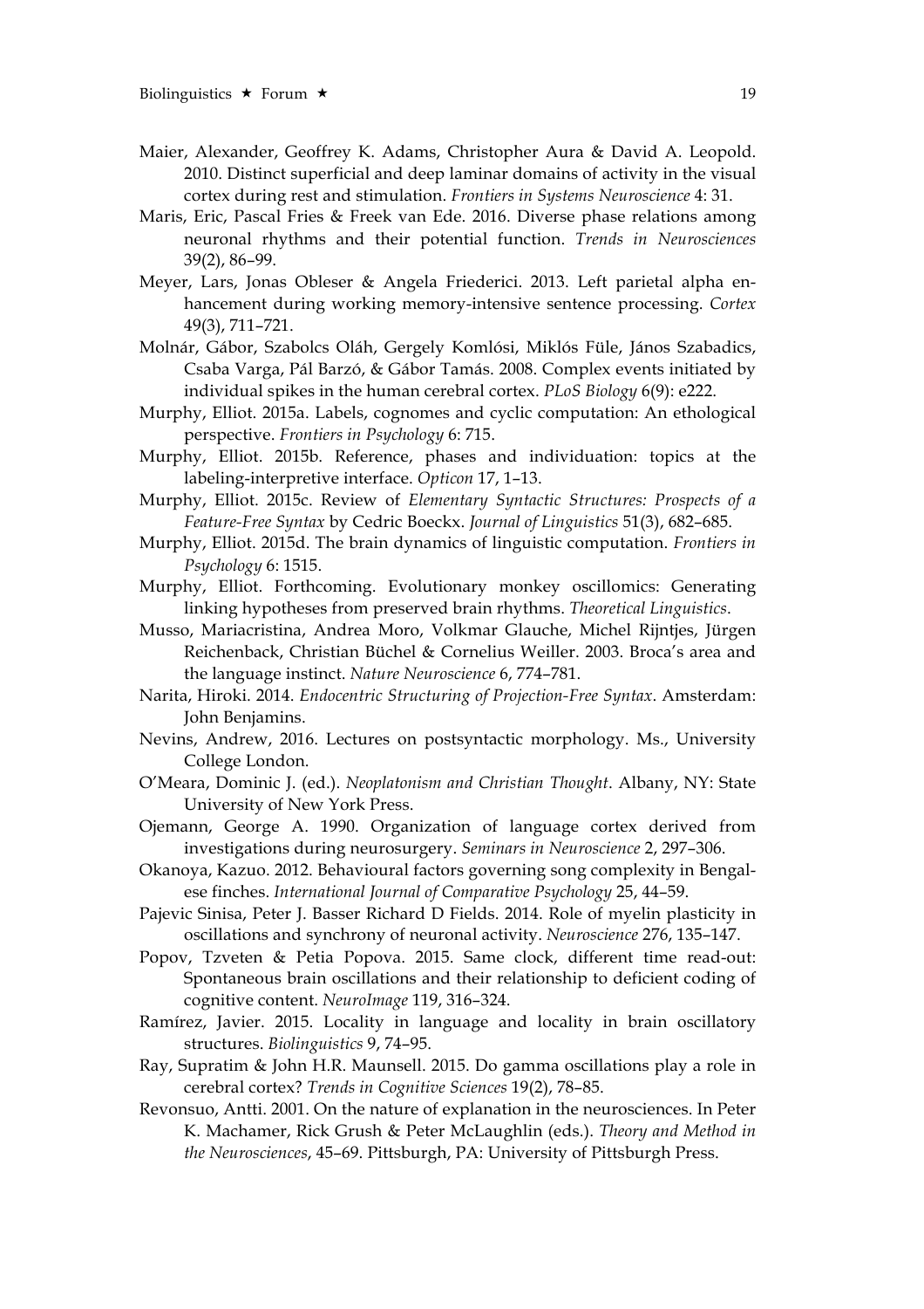Maier, Alexander, Geoffrey K. Adams, Christopher Aura & David A. Leopold. 2010. Distinct superficial and deep laminar domains of activity in the visual cortex during rest and stimulation. *Frontiers in Systems Neuroscience* 4: 31.

Maris, Eric, Pascal Fries & Freek van Ede. 2016. Diverse phase relations among neuronal rhythms and their potential function. *Trends in Neurosciences* 39(2), 86–99.

Meyer, Lars, Jonas Obleser & Angela Friederici. 2013. Left parietal alpha enhancement during working memory-intensive sentence processing. *Cortex* 49(3), 711–721.

Molnár, Gábor, Szabolcs Oláh, Gergely Komlósi, Miklós Füle, János Szabadics, Csaba Varga, Pál Barzó, & Gábor Tamás. 2008. Complex events initiated by individual spikes in the human cerebral cortex. *PLoS Biology* 6(9): e222.

Murphy, Elliot. 2015a. Labels, cognomes and cyclic computation: An ethological perspective. *Frontiers in Psychology* 6: 715.

Murphy, Elliot. 2015b. Reference, phases and individuation: topics at the labeling-interpretive interface. *Opticon* 17, 1–13.

Murphy, Elliot. 2015c. Review of *Elementary Syntactic Structures: Prospects of a Feature-Free Syntax* by Cedric Boeckx. *Journal of Linguistics* 51(3), 682–685.

Murphy, Elliot. 2015d. The brain dynamics of linguistic computation. *Frontiers in Psychology* 6: 1515.

Murphy, Elliot. Forthcoming. Evolutionary monkey oscillomics: Generating linking hypotheses from preserved brain rhythms. *Theoretical Linguistics*.

Musso, Mariacristina, Andrea Moro, Volkmar Glauche, Michel Rijntjes, Jürgen Reichenback, Christian Büchel & Cornelius Weiller. 2003. Broca's area and the language instinct. *Nature Neuroscience* 6, 774–781.

Narita, Hiroki. 2014. *Endocentric Structuring of Projection-Free Syntax*. Amsterdam: John Benjamins.

Nevins, Andrew, 2016. Lectures on postsyntactic morphology. Ms., University College London.

O'Meara, Dominic J. (ed.). *Neoplatonism and Christian Thought*. Albany, NY: State University of New York Press.

Ojemann, George A. 1990. Organization of language cortex derived from investigations during neurosurgery. *Seminars in Neuroscience* 2, 297–306.

Okanoya, Kazuo. 2012. Behavioural factors governing song complexity in Bengalese finches. *International Journal of Comparative Psychology* 25, 44–59.

Pajevic Sinisa, Peter J. Basser Richard D Fields. 2014. Role of myelin plasticity in oscillations and synchrony of neuronal activity. *Neuroscience* 276, 135–147.

Popov, Tzveten & Petia Popova. 2015. Same clock, different time read-out: Spontaneous brain oscillations and their relationship to deficient coding of cognitive content. *NeuroImage* 119, 316–324.

Ramírez, Javier. 2015. Locality in language and locality in brain oscillatory structures. *Biolinguistics* 9, 74–95.

Ray, Supratim & John H.R. Maunsell. 2015. Do gamma oscillations play a role in cerebral cortex? *Trends in Cognitive Sciences* 19(2), 78–85.

Revonsuo, Antti. 2001. On the nature of explanation in the neurosciences. In Peter K. Machamer, Rick Grush & Peter McLaughlin (eds.). *Theory and Method in the Neurosciences*, 45–69. Pittsburgh, PA: University of Pittsburgh Press.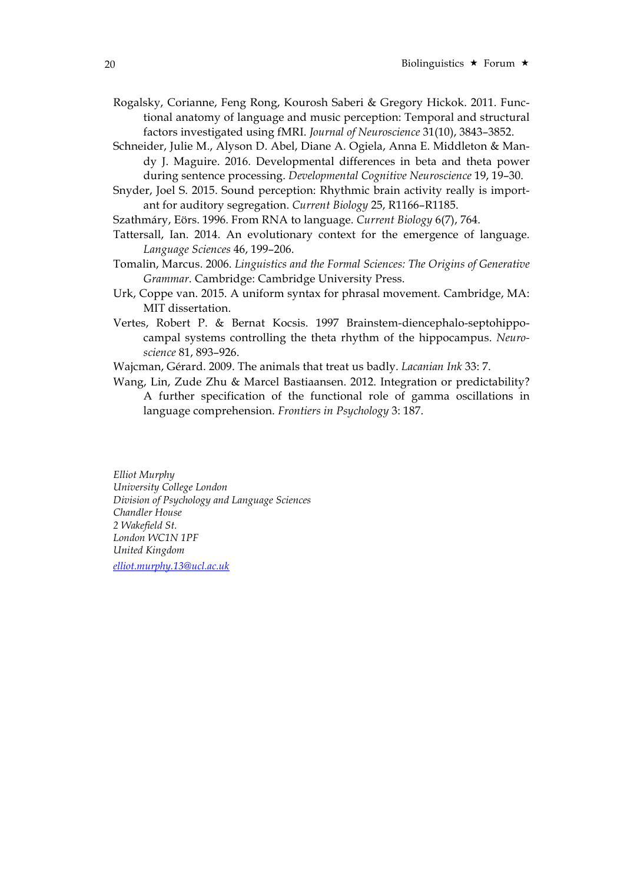Rogalsky, Corianne, Feng Rong, Kourosh Saberi & Gregory Hickok. 2011. Functional anatomy of language and music perception: Temporal and structural factors investigated using fMRI. *Journal of Neuroscience* 31(10), 3843–3852.

Schneider, Julie M., Alyson D. Abel, Diane A. Ogiela, Anna E. Middleton & Mandy J. Maguire. 2016. Developmental differences in beta and theta power during sentence processing. *Developmental Cognitive Neuroscience* 19, 19–30.

Snyder, Joel S. 2015. Sound perception: Rhythmic brain activity really is important for auditory segregation. *Current Biology* 25, R1166–R1185.

Szathmáry, Eörs. 1996. From RNA to language. *Current Biology* 6(7), 764.

Tattersall, Ian. 2014. An evolutionary context for the emergence of language. *Language Sciences* 46, 199–206.

Tomalin, Marcus. 2006. *Linguistics and the Formal Sciences: The Origins of Generative Grammar*. Cambridge: Cambridge University Press.

Urk, Coppe van. 2015. A uniform syntax for phrasal movement. Cambridge, MA: MIT dissertation.

Vertes, Robert P. & Bernat Kocsis. 1997 Brainstem-diencephalo-septohippocampal systems controlling the theta rhythm of the hippocampus. *Neuroscience* 81, 893–926.

Wajcman, Gérard. 2009. The animals that treat us badly. *Lacanian Ink* 33: 7.

Wang, Lin, Zude Zhu & Marcel Bastiaansen. 2012. Integration or predictability? A further specification of the functional role of gamma oscillations in language comprehension. *Frontiers in Psychology* 3: 187.

*Elliot Murphy*
*University College London*
*Division of Psychology and Language Sciences*
*Chandler House*
*2 Wakefield St.*
*London WC1N 1PF*
*United Kingdom*
*elliot.murphy.13@ucl.ac.uk*